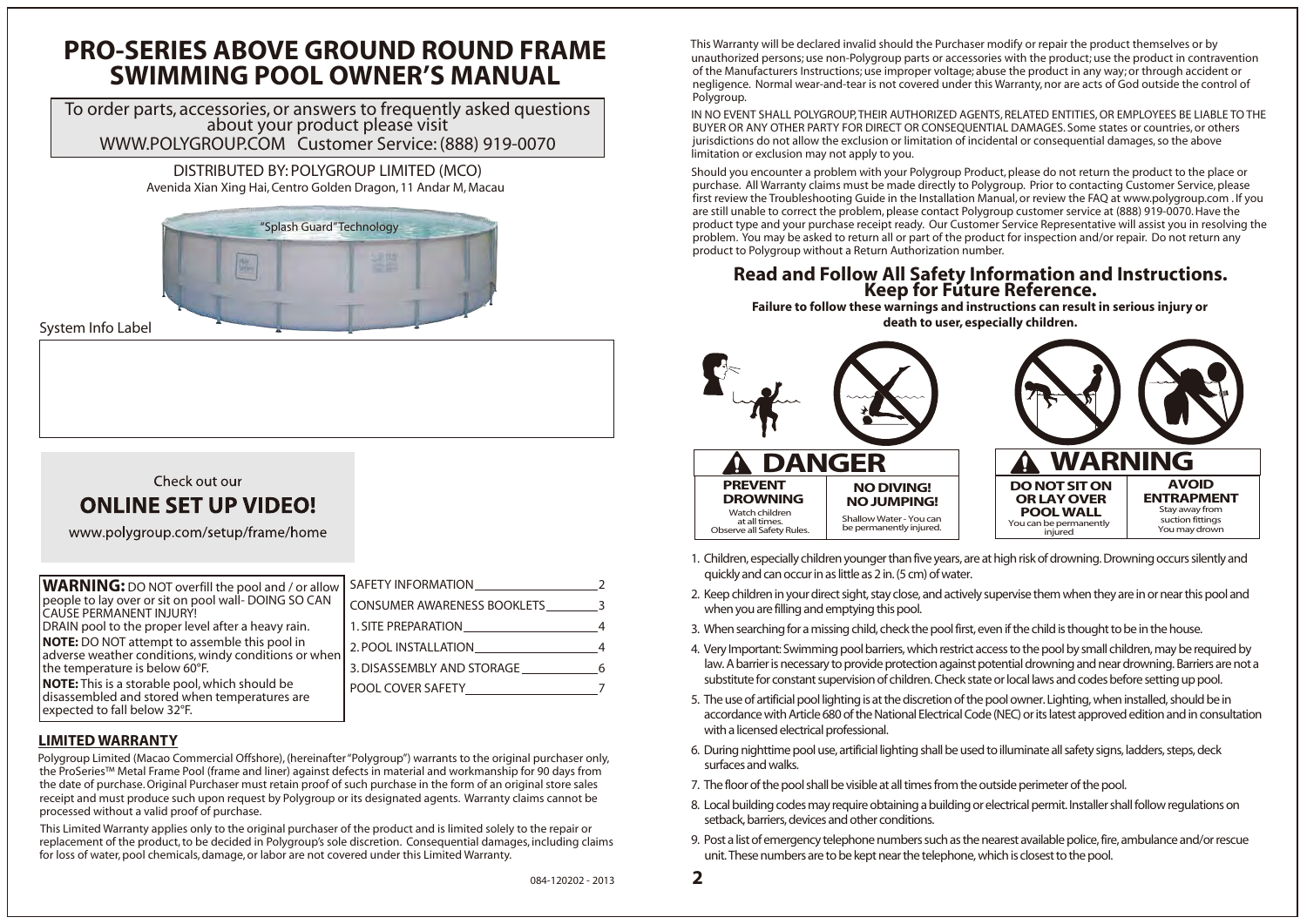# PRO-SERIES ABOVE GROUND ROUND FRAME SWIMMING POOL OWNER'S MANUAL

To order parts, accessories, or answers to frequently asked questions about your product please visit
WWW.POLYGROUP.COM Customer Service: (888) 919-0070

DISTRIBUTED BY: POLYGROUP LIMITED (MCO)
Avenida Xian Xing Hai, Centro Golden Dragon, 11 Andar M, Macau

"Splash Guard" Technology

System Info Label

Check out our
**ONLINE SET UP VIDEO!**
www.polygroup.com/setup/frame/home

**WARNING:** DO NOT overfill the pool and / or allow people to lay over or sit on pool wall- DOING SO CAN CAUSE PERMANENT INJURY!
DRAIN pool to the proper level after a heavy rain.
**NOTE:** DO NOT attempt to assemble this pool in adverse weather conditions, windy conditions or when the temperature is below 60°F.
**NOTE:** This is a storable pool, which should be disassembled and stored when temperatures are expected to fall below 32°F.

| | |
|---|---|
| SAFETY INFORMATION | 2 |
| CONSUMER AWARENESS BOOKLETS | 3 |
| 1. SITE PREPARATION | 4 |
| 2. POOL INSTALLATION | 4 |
| 3. DISASSEMBLY AND STORAGE | 6 |
| POOL COVER SAFETY | 7 |

## LIMITED WARRANTY

Polygroup Limited (Macao Commercial Offshore), (hereinafter "Polygroup") warrants to the original purchaser only, the ProSeries™ Metal Frame Pool (frame and liner) against defects in material and workmanship for 90 days from the date of purchase. Original Purchaser must retain proof of such purchase in the form of an original store sales receipt and must produce such upon request by Polygroup or its designated agents. Warranty claims cannot be processed without a valid proof of purchase.

This Limited Warranty applies only to the original purchaser of the product and is limited solely to the repair or replacement of the product, to be decided in Polygroup's sole discretion. Consequential damages, including claims for loss of water, pool chemicals, damage, or labor are not covered under this Limited Warranty.

084-120202 - 2013

This Warranty will be declared invalid should the Purchaser modify or repair the product themselves or by unauthorized persons; use non-Polygroup parts or accessories with the product; use the product in contravention of the Manufacturers Instructions; use improper voltage; abuse the product in any way; or through accident or negligence. Normal wear-and-tear is not covered under this Warranty, nor are acts of God outside the control of Polygroup.

IN NO EVENT SHALL POLYGROUP, THEIR AUTHORIZED AGENTS, RELATED ENTITIES, OR EMPLOYEES BE LIABLE TO THE BUYER OR ANY OTHER PARTY FOR DIRECT OR CONSEQUENTIAL DAMAGES. Some states or countries, or others jurisdictions do not allow the exclusion or limitation of incidental or consequential damages, so the above limitation or exclusion may not apply to you.

Should you encounter a problem with your Polygroup Product, please do not return the product to the place or purchase. All Warranty claims must be made directly to Polygroup. Prior to contacting Customer Service, please first review the Troubleshooting Guide in the Installation Manual, or review the FAQ at www.polygroup.com . If you are still unable to correct the problem, please contact Polygroup customer service at (888) 919-0070. Have the product type and your purchase receipt ready. Our Customer Service Representative will assist you in resolving the problem. You may be asked to return all or part of the product for inspection and/or repair. Do not return any product to Polygroup without a Return Authorization number.

## Read and Follow All Safety Information and Instructions. Keep for Future Reference.

**Failure to follow these warnings and instructions can result in serious injury or death to user, especially children.**

**DANGER**

| PREVENT DROWNING | NO DIVING! NO JUMPING! |
|---|---|
| Watch children at all times. Observe all Safety Rules. | Shallow Water - You can be permanently injured. |

**WARNING**

| DO NOT SIT ON OR LAY OVER POOL WALL | AVOID ENTRAPMENT |
|---|---|
| You can be permanently injured | Stay away from suction fittings You may drown |

1. Children, especially children younger than five years, are at high risk of drowning. Drowning occurs silently and quickly and can occur in as little as 2 in. (5 cm) of water.
2. Keep children in your direct sight, stay close, and actively supervise them when they are in or near this pool and when you are filling and emptying this pool.
3. When searching for a missing child, check the pool first, even if the child is thought to be in the house.
4. Very Important: Swimming pool barriers, which restrict access to the pool by small children, may be required by law. A barrier is necessary to provide protection against potential drowning and near drowning. Barriers are not a substitute for constant supervision of children. Check state or local laws and codes before setting up pool.
5. The use of artificial pool lighting is at the discretion of the pool owner. Lighting, when installed, should be in accordance with Article 680 of the National Electrical Code (NEC) or its latest approved edition and in consultation with a licensed electrical professional.
6. During nighttime pool use, artificial lighting shall be used to illuminate all safety signs, ladders, steps, deck surfaces and walks.
7. The floor of the pool shall be visible at all times from the outside perimeter of the pool.
8. Local building codes may require obtaining a building or electrical permit. Installer shall follow regulations on setback, barriers, devices and other conditions.
9. Post a list of emergency telephone numbers such as the nearest available police, fire, ambulance and/or rescue unit. These numbers are to be kept near the telephone, which is closest to the pool.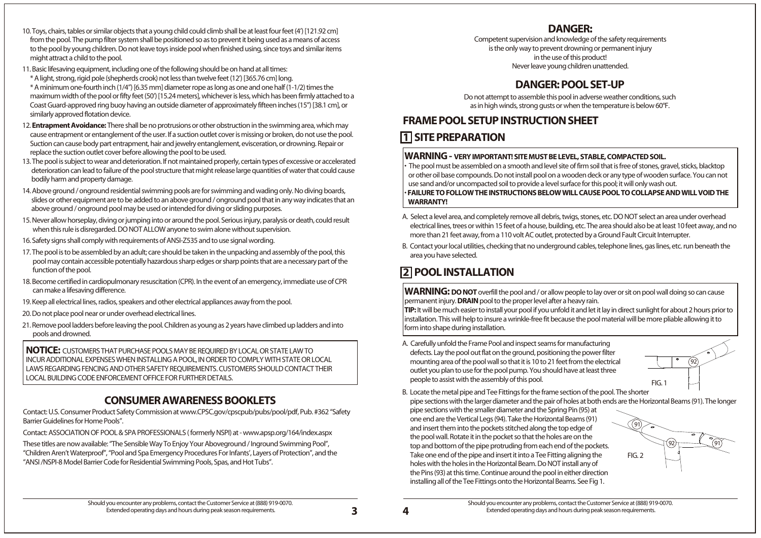10. Toys, chairs, tables or similar objects that a young child could climb shall be at least four feet (4') [121.92 cm] from the pool. The pump filter system shall be positioned so as to prevent it being used as a means of access to the pool by young children. Do not leave toys inside pool when finished using, since toys and similar items might attract a child to the pool.
11. Basic lifesaving equipment, including one of the following should be on hand at all times:
    * A light, strong, rigid pole (shepherds crook) not less than twelve feet (12') [365.76 cm] long.
    * A minimum one-fourth inch (1/4") [6.35 mm] diameter rope as long as one and one half (1-1/2) times the maximum width of the pool or fifty feet (50') [15.24 meters], whichever is less, which has been firmly attached to a Coast Guard-approved ring buoy having an outside diameter of approximately fifteen inches (15") [38.1 cm], or similarly approved flotation device.
12. **Entrapment Avoidance:** There shall be no protrusions or other obstruction in the swimming area, which may cause entrapment or entanglement of the user. If a suction outlet cover is missing or broken, do not use the pool. Suction can cause body part entrapment, hair and jewelry entanglement, evisceration, or drowning. Repair or replace the suction outlet cover before allowing the pool to be used.
13. The pool is subject to wear and deterioration. If not maintained properly, certain types of excessive or accelerated deterioration can lead to failure of the pool structure that might release large quantities of water that could cause bodily harm and property damage.
14. Above ground / onground residential swimming pools are for swimming and wading only. No diving boards, slides or other equipment are to be added to an above ground / onground pool that in any way indicates that an above ground / onground pool may be used or intended for diving or sliding purposes.
15. Never allow horseplay, diving or jumping into or around the pool. Serious injury, paralysis or death, could result when this rule is disregarded. DO NOT ALLOW anyone to swim alone without supervision.
16. Safety signs shall comply with requirements of ANSI-Z535 and to use signal wording.
17. The pool is to be assembled by an adult; care should be taken in the unpacking and assembly of the pool, this pool may contain accessible potentially hazardous sharp edges or sharp points that are a necessary part of the function of the pool.
18. Become certified in cardiopulmonary resuscitation (CPR). In the event of an emergency, immediate use of CPR can make a lifesaving difference.
19. Keep all electrical lines, radios, speakers and other electrical appliances away from the pool.
20. Do not place pool near or under overhead electrical lines.
21. Remove pool ladders before leaving the pool. Children as young as 2 years have climbed up ladders and into pools and drowned.

**NOTICE:** CUSTOMERS THAT PURCHASE POOLS MAY BE REQUIRED BY LOCAL OR STATE LAW TO INCUR ADDITIONAL EXPENSES WHEN INSTALLING A POOL, IN ORDER TO COMPLY WITH STATE OR LOCAL LAWS REGARDING FENCING AND OTHER SAFETY REQUIREMENTS. CUSTOMERS SHOULD CONTACT THEIR LOCAL BUILDING CODE ENFORCEMENT OFFICE FOR FURTHER DETAILS.

## CONSUMER AWARENESS BOOKLETS

Contact: U.S. Consumer Product Safety Commission at www.CPSC.gov/cpscpub/pubs/pool/pdf, Pub. #362 "Safety Barrier Guidelines for Home Pools".

Contact: ASSOCIATION OF POOL & SPA PROFESSIONALS ( formerly NSPI) at - www.apsp.org/164/index.aspx

These titles are now available: "The Sensible Way To Enjoy Your Aboveground / Inground Swimming Pool", "Children Aren't Waterproof", "Pool and Spa Emergency Procedures For Infants', Layers of Protection", and the "ANSI /NSPI-8 Model Barrier Code for Residential Swimming Pools, Spas, and Hot Tubs".

## DANGER:

Competent supervision and knowledge of the safety requirements is the only way to prevent drowning or permanent injury in the use of this product! Never leave young children unattended.

## DANGER: POOL SET-UP

Do not attempt to assemble this pool in adverse weather conditions, such as in high winds, strong gusts or when the temperature is below 60°F.

# FRAME POOL SETUP INSTRUCTION SHEET

## 1 SITE PREPARATION

**WARNING - VERY IMPORTANT! SITE MUST BE LEVEL, STABLE, COMPACTED SOIL.**

- The pool must be assembled on a smooth and level site of firm soil that is free of stones, gravel, sticks, blacktop or other oil base compounds. Do not install pool on a wooden deck or any type of wooden surface. You can not use sand and/or uncompacted soil to provide a level surface for this pool; it will only wash out.
- **FAILURE TO FOLLOW THE INSTRUCTIONS BELOW WILL CAUSE POOL TO COLLAPSE AND WILL VOID THE WARRANTY!**

A. Select a level area, and completely remove all debris, twigs, stones, etc. DO NOT select an area under overhead electrical lines, trees or within 15 feet of a house, building, etc. The area should also be at least 10 feet away, and no more than 21 feet away, from a 110 volt AC outlet, protected by a Ground Fault Circuit Interrupter.

B. Contact your local utilities, checking that no underground cables, telephone lines, gas lines, etc. run beneath the area you have selected.

## 2 POOL INSTALLATION

**WARNING: DO NOT** overfill the pool and / or allow people to lay over or sit on pool wall doing so can cause permanent injury. **DRAIN** pool to the proper level after a heavy rain.

**TIP:** It will be much easier to install your pool if you unfold it and let it lay in direct sunlight for about 2 hours prior to installation. This will help to insure a wrinkle-free fit because the pool material will be more pliable allowing it to form into shape during installation.

A. Carefully unfold the Frame Pool and inspect seams for manufacturing defects. Lay the pool out flat on the ground, positioning the power filter mounting area of the pool wall so that it is 10 to 21 feet from the electrical outlet you plan to use for the pool pump. You should have at least three people to assist with the assembly of this pool.

FIG. 1

B. Locate the metal pipe and Tee Fittings for the frame section of the pool. The shorter pipe sections with the larger diameter and the pair of holes at both ends are the Horizontal Beams (91). The longer pipe sections with the smaller diameter and the Spring Pin (95) at one end are the Vertical Legs (94). Take the Horizontal Beams (91) and insert them into the pockets stitched along the top edge of the pool wall. Rotate it in the pocket so that the holes are on the top and bottom of the pipe protruding from each end of the pockets. Take one end of the pipe and insert it into a Tee Fitting aligning the holes with the holes in the Horizontal Beam. Do NOT install any of the Pins (93) at this time. Continue around the pool in either direction installing all of the Tee Fittings onto the Horizontal Beams. See Fig 1.

FIG. 2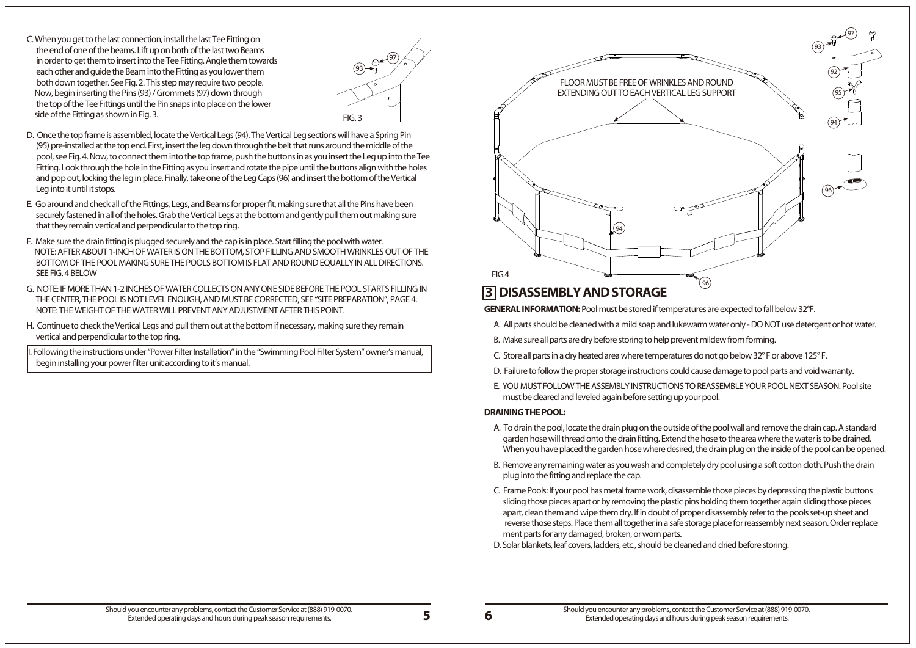C. When you get to the last connection, install the last Tee Fitting on the end of one of the beams. Lift up on both of the last two Beams in order to get them to insert into the Tee Fitting. Angle them towards each other and guide the Beam into the Fitting as you lower them both down together. See Fig. 2. This step may require two people. Now, begin inserting the Pins (93) / Grommets (97) down through the top of the Tee Fittings until the Pin snaps into place on the lower side of the Fitting as shown in Fig. 3.

FIG. 3

D. Once the top frame is assembled, locate the Vertical Legs (94). The Vertical Leg sections will have a Spring Pin (95) pre-installed at the top end. First, insert the leg down through the belt that runs around the middle of the pool, see Fig. 4. Now, to connect them into the top frame, push the buttons in as you insert the Leg up into the Tee Fitting. Look through the hole in the Fitting as you insert and rotate the pipe until the buttons align with the holes and pop out, locking the leg in place. Finally, take one of the Leg Caps (96) and insert the bottom of the Vertical Leg into it until it stops.

E. Go around and check all of the Fittings, Legs, and Beams for proper fit, making sure that all the Pins have been securely fastened in all of the holes. Grab the Vertical Legs at the bottom and gently pull them out making sure that they remain vertical and perpendicular to the top ring.

F. Make sure the drain fitting is plugged securely and the cap is in place. Start filling the pool with water. NOTE: AFTER ABOUT 1-INCH OF WATER IS ON THE BOTTOM, STOP FILLING AND SMOOTH WRINKLES OUT OF THE BOTTOM OF THE POOL MAKING SURE THE POOLS BOTTOM IS FLAT AND ROUND EQUALLY IN ALL DIRECTIONS. SEE FIG. 4 BELOW

G. NOTE: IF MORE THAN 1-2 INCHES OF WATER COLLECTS ON ANY ONE SIDE BEFORE THE POOL STARTS FILLING IN THE CENTER, THE POOL IS NOT LEVEL ENOUGH, AND MUST BE CORRECTED, SEE "SITE PREPARATION", PAGE 4. NOTE: THE WEIGHT OF THE WATER WILL PREVENT ANY ADJUSTMENT AFTER THIS POINT.

H. Continue to check the Vertical Legs and pull them out at the bottom if necessary, making sure they remain vertical and perpendicular to the top ring.

I. Following the instructions under "Power Filter Installation" in the "Swimming Pool Filter System" owner's manual, begin installing your power filter unit according to it's manual.

FLOOR MUST BE FREE OF WRINKLES AND ROUND EXTENDING OUT TO EACH VERTICAL LEG SUPPORT

FIG.4

## 3 DISASSEMBLY AND STORAGE

**GENERAL INFORMATION:** Pool must be stored if temperatures are expected to fall below 32°F.

A. All parts should be cleaned with a mild soap and lukewarm water only - DO NOT use detergent or hot water.

B. Make sure all parts are dry before storing to help prevent mildew from forming.

C. Store all parts in a dry heated area where temperatures do not go below 32° F or above 125° F.

D. Failure to follow the proper storage instructions could cause damage to pool parts and void warranty.

E. YOU MUST FOLLOW THE ASSEMBLY INSTRUCTIONS TO REASSEMBLE YOUR POOL NEXT SEASON. Pool site must be cleared and leveled again before setting up your pool.

**DRAINING THE POOL:**

A. To drain the pool, locate the drain plug on the outside of the pool wall and remove the drain cap. A standard garden hose will thread onto the drain fitting. Extend the hose to the area where the water is to be drained. When you have placed the garden hose where desired, the drain plug on the inside of the pool can be opened.

B. Remove any remaining water as you wash and completely dry pool using a soft cotton cloth. Push the drain plug into the fitting and replace the cap.

C. Frame Pools: If your pool has metal frame work, disassemble those pieces by depressing the plastic buttons sliding those pieces apart or by removing the plastic pins holding them together again sliding those pieces apart, clean them and wipe them dry. If in doubt of proper disassembly refer to the pools set-up sheet and reverse those steps. Place them all together in a safe storage place for reassembly next season. Order replace ment parts for any damaged, broken, or worn parts.

D. Solar blankets, leaf covers, ladders, etc., should be cleaned and dried before storing.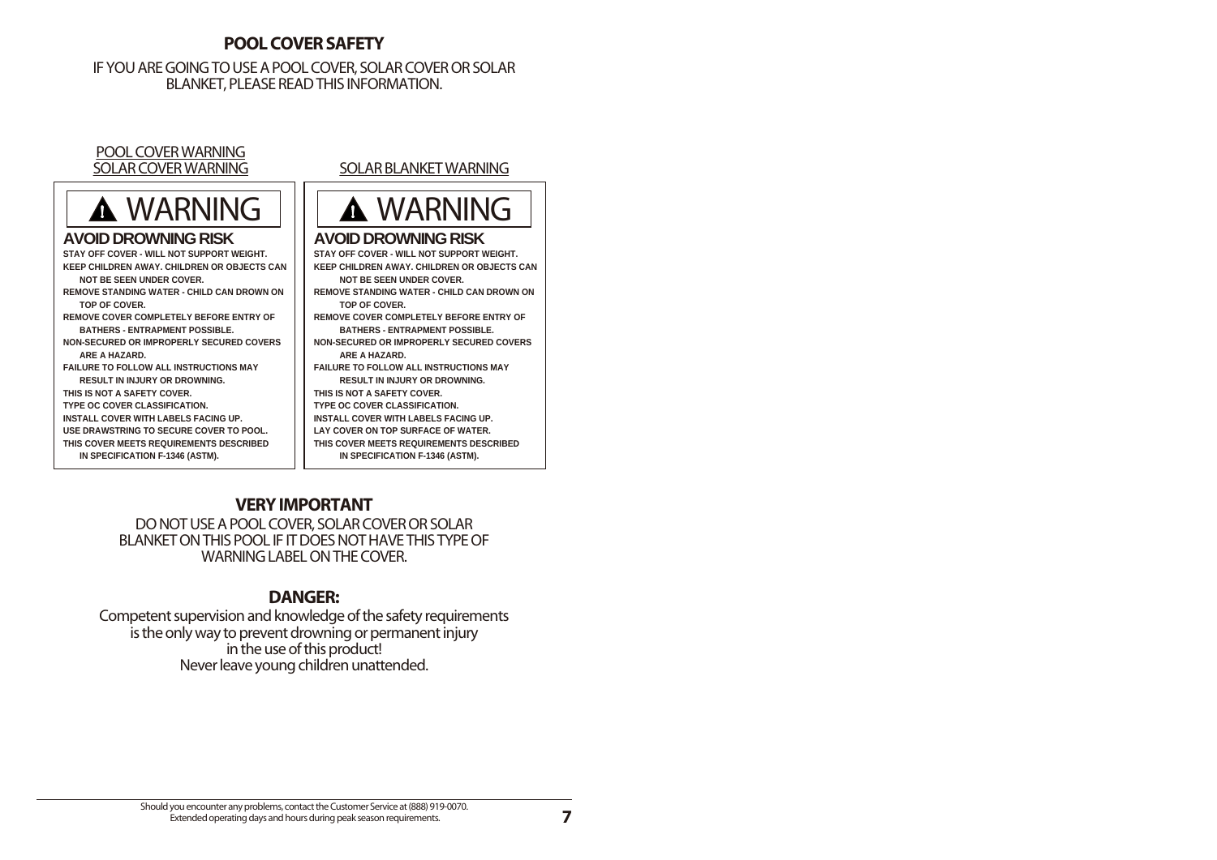# POOL COVER SAFETY

IF YOU ARE GOING TO USE A POOL COVER, SOLAR COVER OR SOLAR BLANKET, PLEASE READ THIS INFORMATION.

## POOL COVER WARNING
## SOLAR COVER WARNING

### ⚠ WARNING

**AVOID DROWNING RISK**

**STAY OFF COVER - WILL NOT SUPPORT WEIGHT.**
**KEEP CHILDREN AWAY. CHILDREN OR OBJECTS CAN NOT BE SEEN UNDER COVER.**
**REMOVE STANDING WATER - CHILD CAN DROWN ON TOP OF COVER.**
**REMOVE COVER COMPLETELY BEFORE ENTRY OF BATHERS - ENTRAPMENT POSSIBLE.**
**NON-SECURED OR IMPROPERLY SECURED COVERS ARE A HAZARD.**
**FAILURE TO FOLLOW ALL INSTRUCTIONS MAY RESULT IN INJURY OR DROWNING.**
**THIS IS NOT A SAFETY COVER.**
**TYPE OC COVER CLASSIFICATION.**
**INSTALL COVER WITH LABELS FACING UP.**
**USE DRAWSTRING TO SECURE COVER TO POOL.**
**THIS COVER MEETS REQUIREMENTS DESCRIBED IN SPECIFICATION F-1346 (ASTM).**

## SOLAR BLANKET WARNING

### ⚠ WARNING

**AVOID DROWNING RISK**

**STAY OFF COVER - WILL NOT SUPPORT WEIGHT.**
**KEEP CHILDREN AWAY. CHILDREN OR OBJECTS CAN NOT BE SEEN UNDER COVER.**
**REMOVE STANDING WATER - CHILD CAN DROWN ON TOP OF COVER.**
**REMOVE COVER COMPLETELY BEFORE ENTRY OF BATHERS - ENTRAPMENT POSSIBLE.**
**NON-SECURED OR IMPROPERLY SECURED COVERS ARE A HAZARD.**
**FAILURE TO FOLLOW ALL INSTRUCTIONS MAY RESULT IN INJURY OR DROWNING.**
**THIS IS NOT A SAFETY COVER.**
**TYPE OC COVER CLASSIFICATION.**
**INSTALL COVER WITH LABELS FACING UP.**
**LAY COVER ON TOP SURFACE OF WATER.**
**THIS COVER MEETS REQUIREMENTS DESCRIBED IN SPECIFICATION F-1346 (ASTM).**

## VERY IMPORTANT

DO NOT USE A POOL COVER, SOLAR COVER OR SOLAR BLANKET ON THIS POOL IF IT DOES NOT HAVE THIS TYPE OF WARNING LABEL ON THE COVER.

## DANGER:

Competent supervision and knowledge of the safety requirements is the only way to prevent drowning or permanent injury in the use of this product!
Never leave young children unattended.

Should you encounter any problems, contact the Customer Service at (888) 919-0070.
Extended operating days and hours during peak season requirements.